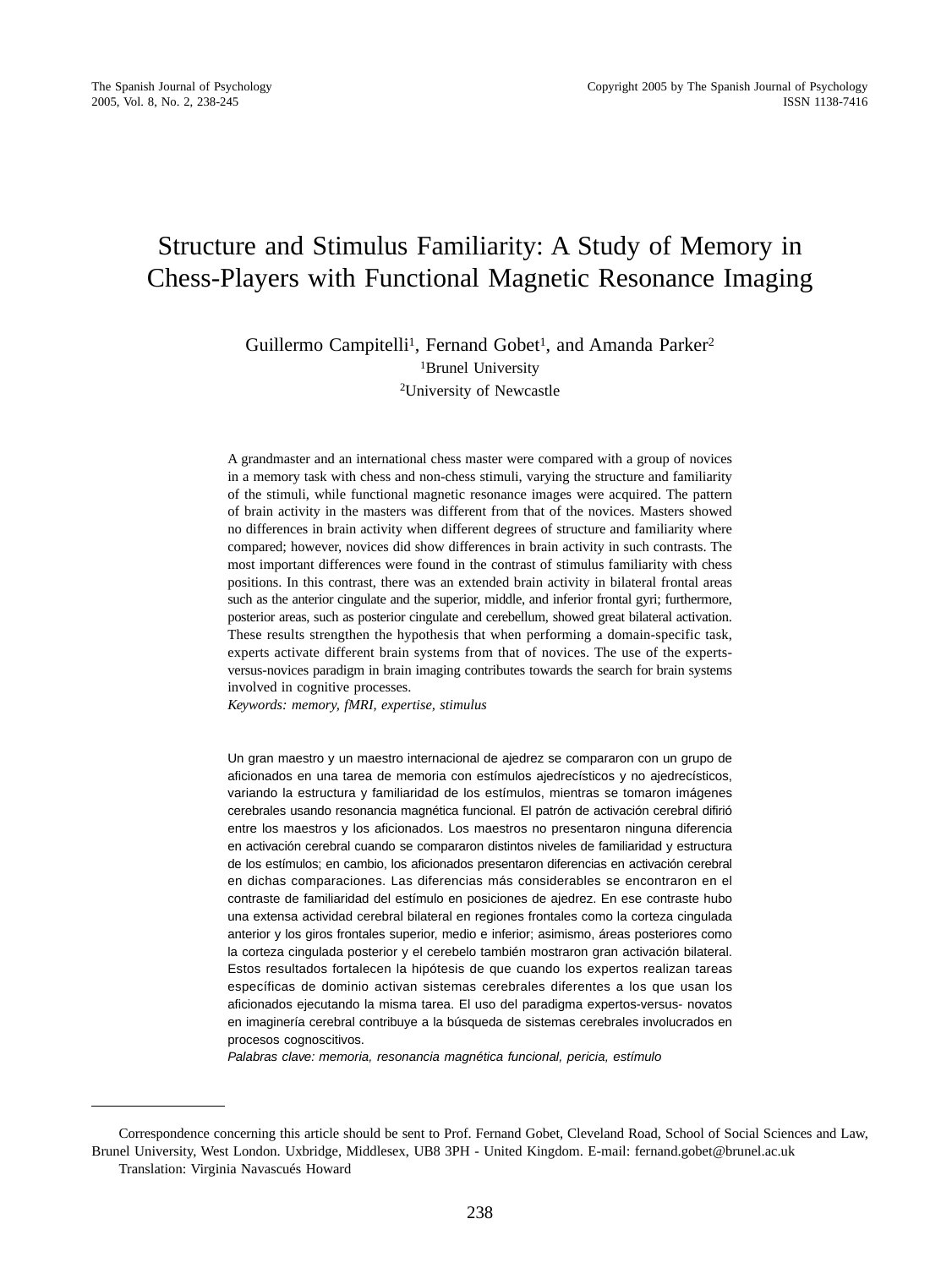# Structure and Stimulus Familiarity: A Study of Memory in Chess-Players with Functional Magnetic Resonance Imaging

Guillermo Campitelli[1], Fernand Gobet[1], and Amanda Parker[2]

[1]Brunel University

[2]University of Newcastle

A grandmaster and an international chess master were compared with a group of novices in a memory task with chess and non-chess stimuli, varying the structure and familiarity of the stimuli, while functional magnetic resonance images were acquired. The pattern of brain activity in the masters was different from that of the novices. Masters showed no differences in brain activity when different degrees of structure and familiarity where compared; however, novices did show differences in brain activity in such contrasts. The most important differences were found in the contrast of stimulus familiarity with chess positions. In this contrast, there was an extended brain activity in bilateral frontal areas such as the anterior cingulate and the superior, middle, and inferior frontal gyri; furthermore, posterior areas, such as posterior cingulate and cerebellum, showed great bilateral activation. These results strengthen the hypothesis that when performing a domain-specific task, experts activate different brain systems from that of novices. The use of the experts-versus-novices paradigm in brain imaging contributes towards the search for brain systems involved in cognitive processes.

*Keywords: memory, fMRI, expertise, stimulus*

Un gran maestro y un maestro internacional de ajedrez se compararon con un grupo de aficionados en una tarea de memoria con estímulos ajedrecísticos y no ajedrecísticos, variando la estructura y familiaridad de los estímulos, mientras se tomaron imágenes cerebrales usando resonancia magnética funcional. El patrón de activación cerebral difirió entre los maestros y los aficionados. Los maestros no presentaron ninguna diferencia en activación cerebral cuando se compararon distintos niveles de familiaridad y estructura de los estímulos; en cambio, los aficionados presentaron diferencias en activación cerebral en dichas comparaciones. Las diferencias más considerables se encontraron en el contraste de familiaridad del estímulo en posiciones de ajedrez. En ese contraste hubo una extensa actividad cerebral bilateral en regiones frontales como la corteza cingulada anterior y los giros frontales superior, medio e inferior; asimismo, áreas posteriores como la corteza cingulada posterior y el cerebelo también mostraron gran activación bilateral. Estos resultados fortalecen la hipótesis de que cuando los expertos realizan tareas específicas de dominio activan sistemas cerebrales diferentes a los que usan los aficionados ejecutando la misma tarea. El uso del paradigma expertos-versus- novatos en imaginería cerebral contribuye a la búsqueda de sistemas cerebrales involucrados en procesos cognoscitivos.

*Palabras clave: memoria, resonancia magnética funcional, pericia, estímulo*

---

Correspondence concerning this article should be sent to Prof. Fernand Gobet, Cleveland Road, School of Social Sciences and Law, Brunel University, West London. Uxbridge, Middlesex, UB8 3PH - United Kingdom. E-mail: fernand.gobet@brunel.ac.uk

Translation: Virginia Navascués Howard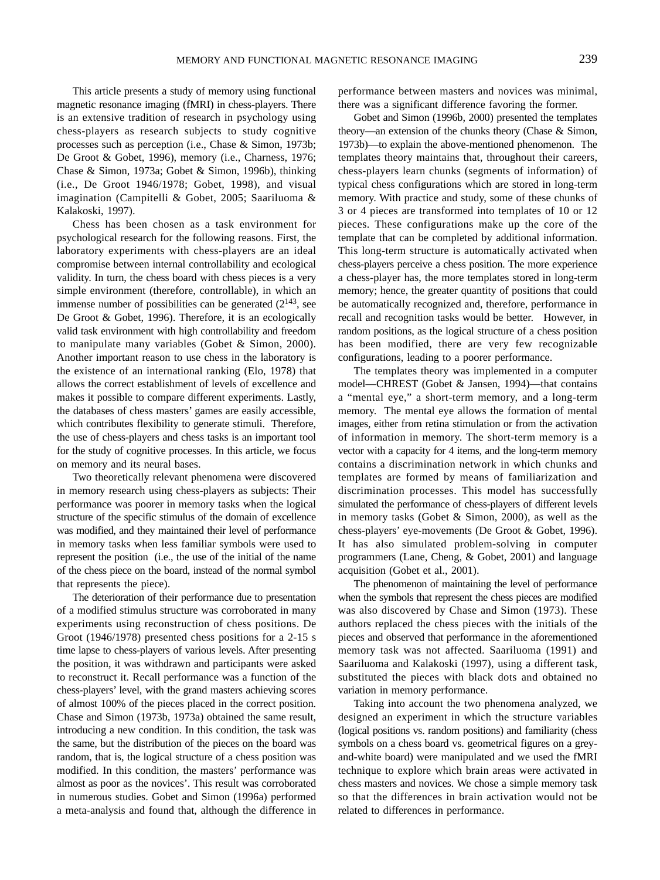This article presents a study of memory using functional magnetic resonance imaging (fMRI) in chess-players. There is an extensive tradition of research in psychology using chess-players as research subjects to study cognitive processes such as perception (i.e., Chase & Simon, 1973b; De Groot & Gobet, 1996), memory (i.e., Charness, 1976; Chase & Simon, 1973a; Gobet & Simon, 1996b), thinking (i.e., De Groot 1946/1978; Gobet, 1998), and visual imagination (Campitelli & Gobet, 2005; Saariluoma & Kalakoski, 1997).

Chess has been chosen as a task environment for psychological research for the following reasons. First, the laboratory experiments with chess-players are an ideal compromise between internal controllability and ecological validity. In turn, the chess board with chess pieces is a very simple environment (therefore, controllable), in which an immense number of possibilities can be generated ($2^{143}$, see De Groot & Gobet, 1996). Therefore, it is an ecologically valid task environment with high controllability and freedom to manipulate many variables (Gobet & Simon, 2000). Another important reason to use chess in the laboratory is the existence of an international ranking (Elo, 1978) that allows the correct establishment of levels of excellence and makes it possible to compare different experiments. Lastly, the databases of chess masters' games are easily accessible, which contributes flexibility to generate stimuli. Therefore, the use of chess-players and chess tasks is an important tool for the study of cognitive processes. In this article, we focus on memory and its neural bases.

Two theoretically relevant phenomena were discovered in memory research using chess-players as subjects: Their performance was poorer in memory tasks when the logical structure of the specific stimulus of the domain of excellence was modified, and they maintained their level of performance in memory tasks when less familiar symbols were used to represent the position (i.e., the use of the initial of the name of the chess piece on the board, instead of the normal symbol that represents the piece).

The deterioration of their performance due to presentation of a modified stimulus structure was corroborated in many experiments using reconstruction of chess positions. De Groot (1946/1978) presented chess positions for a 2-15 s time lapse to chess-players of various levels. After presenting the position, it was withdrawn and participants were asked to reconstruct it. Recall performance was a function of the chess-players' level, with the grand masters achieving scores of almost 100% of the pieces placed in the correct position. Chase and Simon (1973b, 1973a) obtained the same result, introducing a new condition. In this condition, the task was the same, but the distribution of the pieces on the board was random, that is, the logical structure of a chess position was modified. In this condition, the masters' performance was almost as poor as the novices'. This result was corroborated in numerous studies. Gobet and Simon (1996a) performed a meta-analysis and found that, although the difference in performance between masters and novices was minimal, there was a significant difference favoring the former.

Gobet and Simon (1996b, 2000) presented the templates theory—an extension of the chunks theory (Chase & Simon, 1973b)—to explain the above-mentioned phenomenon. The templates theory maintains that, throughout their careers, chess-players learn chunks (segments of information) of typical chess configurations which are stored in long-term memory. With practice and study, some of these chunks of 3 or 4 pieces are transformed into templates of 10 or 12 pieces. These configurations make up the core of the template that can be completed by additional information. This long-term structure is automatically activated when chess-players perceive a chess position. The more experience a chess-player has, the more templates stored in long-term memory; hence, the greater quantity of positions that could be automatically recognized and, therefore, performance in recall and recognition tasks would be better. However, in random positions, as the logical structure of a chess position has been modified, there are very few recognizable configurations, leading to a poorer performance.

The templates theory was implemented in a computer model—CHREST (Gobet & Jansen, 1994)—that contains a "mental eye," a short-term memory, and a long-term memory. The mental eye allows the formation of mental images, either from retina stimulation or from the activation of information in memory. The short-term memory is a vector with a capacity for 4 items, and the long-term memory contains a discrimination network in which chunks and templates are formed by means of familiarization and discrimination processes. This model has successfully simulated the performance of chess-players of different levels in memory tasks (Gobet & Simon, 2000), as well as the chess-players' eye-movements (De Groot & Gobet, 1996). It has also simulated problem-solving in computer programmers (Lane, Cheng, & Gobet, 2001) and language acquisition (Gobet et al., 2001).

The phenomenon of maintaining the level of performance when the symbols that represent the chess pieces are modified was also discovered by Chase and Simon (1973). These authors replaced the chess pieces with the initials of the pieces and observed that performance in the aforementioned memory task was not affected. Saariluoma (1991) and Saariluoma and Kalakoski (1997), using a different task, substituted the pieces with black dots and obtained no variation in memory performance.

Taking into account the two phenomena analyzed, we designed an experiment in which the structure variables (logical positions vs. random positions) and familiarity (chess symbols on a chess board vs. geometrical figures on a grey-and-white board) were manipulated and we used the fMRI technique to explore which brain areas were activated in chess masters and novices. We chose a simple memory task so that the differences in brain activation would not be related to differences in performance.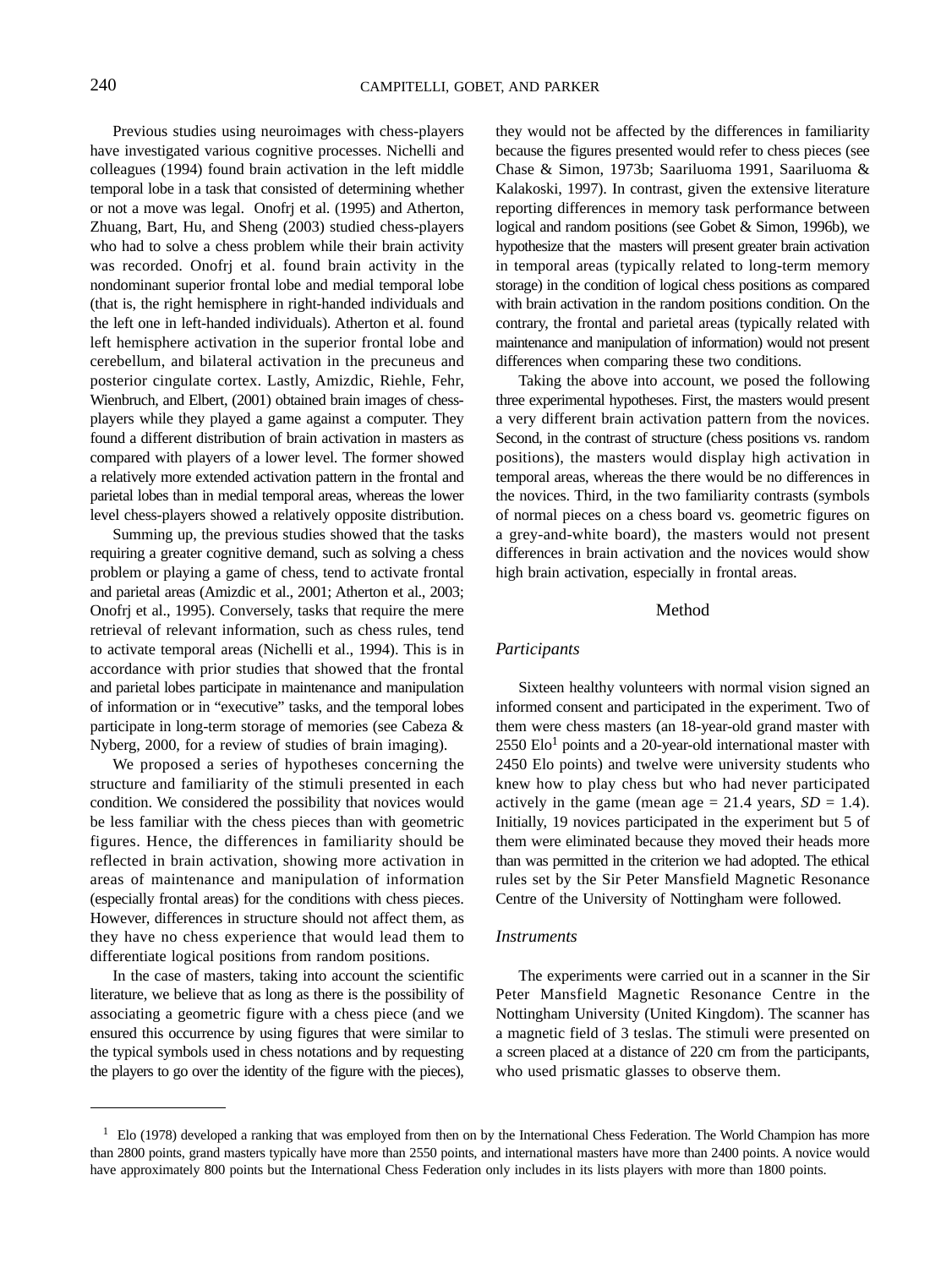Previous studies using neuroimages with chess-players have investigated various cognitive processes. Nichelli and colleagues (1994) found brain activation in the left middle temporal lobe in a task that consisted of determining whether or not a move was legal. Onofrj et al. (1995) and Atherton, Zhuang, Bart, Hu, and Sheng (2003) studied chess-players who had to solve a chess problem while their brain activity was recorded. Onofrj et al. found brain activity in the nondominant superior frontal lobe and medial temporal lobe (that is, the right hemisphere in right-handed individuals and the left one in left-handed individuals). Atherton et al. found left hemisphere activation in the superior frontal lobe and cerebellum, and bilateral activation in the precuneus and posterior cingulate cortex. Lastly, Amizdic, Riehle, Fehr, Wienbruch, and Elbert, (2001) obtained brain images of chess-players while they played a game against a computer. They found a different distribution of brain activation in masters as compared with players of a lower level. The former showed a relatively more extended activation pattern in the frontal and parietal lobes than in medial temporal areas, whereas the lower level chess-players showed a relatively opposite distribution.

Summing up, the previous studies showed that the tasks requiring a greater cognitive demand, such as solving a chess problem or playing a game of chess, tend to activate frontal and parietal areas (Amizdic et al., 2001; Atherton et al., 2003; Onofrj et al., 1995). Conversely, tasks that require the mere retrieval of relevant information, such as chess rules, tend to activate temporal areas (Nichelli et al., 1994). This is in accordance with prior studies that showed that the frontal and parietal lobes participate in maintenance and manipulation of information or in "executive" tasks, and the temporal lobes participate in long-term storage of memories (see Cabeza & Nyberg, 2000, for a review of studies of brain imaging).

We proposed a series of hypotheses concerning the structure and familiarity of the stimuli presented in each condition. We considered the possibility that novices would be less familiar with the chess pieces than with geometric figures. Hence, the differences in familiarity should be reflected in brain activation, showing more activation in areas of maintenance and manipulation of information (especially frontal areas) for the conditions with chess pieces. However, differences in structure should not affect them, as they have no chess experience that would lead them to differentiate logical positions from random positions.

In the case of masters, taking into account the scientific literature, we believe that as long as there is the possibility of associating a geometric figure with a chess piece (and we ensured this occurrence by using figures that were similar to the typical symbols used in chess notations and by requesting the players to go over the identity of the figure with the pieces), they would not be affected by the differences in familiarity because the figures presented would refer to chess pieces (see Chase & Simon, 1973b; Saariluoma 1991, Saariluoma & Kalakoski, 1997). In contrast, given the extensive literature reporting differences in memory task performance between logical and random positions (see Gobet & Simon, 1996b), we hypothesize that the masters will present greater brain activation in temporal areas (typically related to long-term memory storage) in the condition of logical chess positions as compared with brain activation in the random positions condition. On the contrary, the frontal and parietal areas (typically related with maintenance and manipulation of information) would not present differences when comparing these two conditions.

Taking the above into account, we posed the following three experimental hypotheses. First, the masters would present a very different brain activation pattern from the novices. Second, in the contrast of structure (chess positions vs. random positions), the masters would display high activation in temporal areas, whereas the there would be no differences in the novices. Third, in the two familiarity contrasts (symbols of normal pieces on a chess board vs. geometric figures on a grey-and-white board), the masters would not present differences in brain activation and the novices would show high brain activation, especially in frontal areas.

## Method

### *Participants*

Sixteen healthy volunteers with normal vision signed an informed consent and participated in the experiment. Two of them were chess masters (an 18-year-old grand master with 2550 Elo[1] points and a 20-year-old international master with 2450 Elo points) and twelve were university students who knew how to play chess but who had never participated actively in the game (mean age = 21.4 years, *SD* = 1.4). Initially, 19 novices participated in the experiment but 5 of them were eliminated because they moved their heads more than was permitted in the criterion we had adopted. The ethical rules set by the Sir Peter Mansfield Magnetic Resonance Centre of the University of Nottingham were followed.

### *Instruments*

The experiments were carried out in a scanner in the Sir Peter Mansfield Magnetic Resonance Centre in the Nottingham University (United Kingdom). The scanner has a magnetic field of 3 teslas. The stimuli were presented on a screen placed at a distance of 220 cm from the participants, who used prismatic glasses to observe them.

---

[1] Elo (1978) developed a ranking that was employed from then on by the International Chess Federation. The World Champion has more than 2800 points, grand masters typically have more than 2550 points, and international masters have more than 2400 points. A novice would have approximately 800 points but the International Chess Federation only includes in its lists players with more than 1800 points.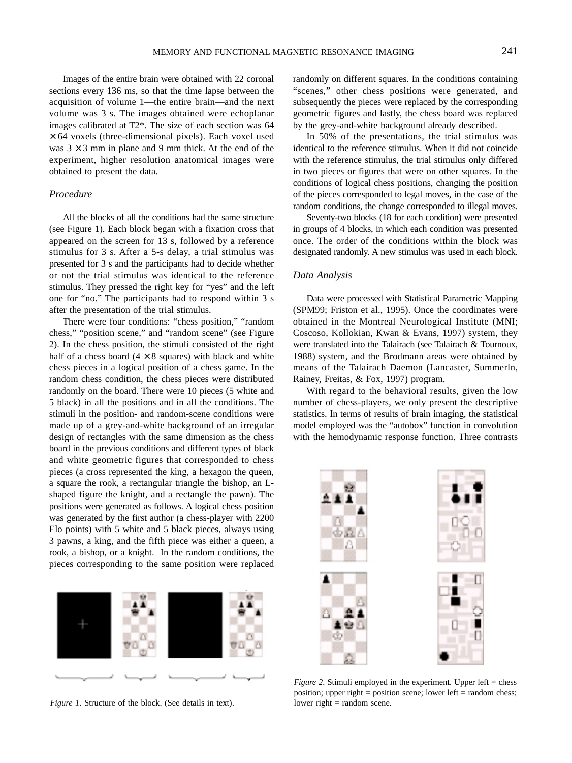Images of the entire brain were obtained with 22 coronal sections every 136 ms, so that the time lapse between the acquisition of volume 1—the entire brain—and the next volume was 3 s. The images obtained were echoplanar images calibrated at T2*. The size of each section was 64 × 64 voxels (three-dimensional pixels). Each voxel used was 3 × 3 mm in plane and 9 mm thick. At the end of the experiment, higher resolution anatomical images were obtained to present the data.

### *Procedure*

All the blocks of all the conditions had the same structure (see Figure 1). Each block began with a fixation cross that appeared on the screen for 13 s, followed by a reference stimulus for 3 s. After a 5-s delay, a trial stimulus was presented for 3 s and the participants had to decide whether or not the trial stimulus was identical to the reference stimulus. They pressed the right key for "yes" and the left one for "no." The participants had to respond within 3 s after the presentation of the trial stimulus.

There were four conditions: "chess position," "random chess," "position scene," and "random scene" (see Figure 2). In the chess position, the stimuli consisted of the right half of a chess board (4 × 8 squares) with black and white chess pieces in a logical position of a chess game. In the random chess condition, the chess pieces were distributed randomly on the board. There were 10 pieces (5 white and 5 black) in all the positions and in all the conditions. The stimuli in the position- and random-scene conditions were made up of a grey-and-white background of an irregular design of rectangles with the same dimension as the chess board in the previous conditions and different types of black and white geometric figures that corresponded to chess pieces (a cross represented the king, a hexagon the queen, a square the rook, a rectangular triangle the bishop, an L-shaped figure the knight, and a rectangle the pawn). The positions were generated as follows. A logical chess position was generated by the first author (a chess-player with 2200 Elo points) with 5 white and 5 black pieces, always using 3 pawns, a king, and the fifth piece was either a queen, a rook, a bishop, or a knight. In the random conditions, the pieces corresponding to the same position were replaced randomly on different squares. In the conditions containing "scenes," other chess positions were generated, and subsequently the pieces were replaced by the corresponding geometric figures and lastly, the chess board was replaced by the grey-and-white background already described.

In 50% of the presentations, the trial stimulus was identical to the reference stimulus. When it did not coincide with the reference stimulus, the trial stimulus only differed in two pieces or figures that were on other squares. In the conditions of logical chess positions, changing the position of the pieces corresponded to legal moves, in the case of the random conditions, the change corresponded to illegal moves.

Seventy-two blocks (18 for each condition) were presented in groups of 4 blocks, in which each condition was presented once. The order of the conditions within the block was designated randomly. A new stimulus was used in each block.

*Figure 1.* Structure of the block. (See details in text).

### *Data Analysis*

Data were processed with Statistical Parametric Mapping (SPM99; Friston et al., 1995). Once the coordinates were obtained in the Montreal Neurological Institute (MNI; Coscoso, Kollokian, Kwan & Evans, 1997) system, they were translated into the Talairach (see Talairach & Tournoux, 1988) system, and the Brodmann areas were obtained by means of the Talairach Daemon (Lancaster, Summerln, Rainey, Freitas, & Fox, 1997) program.

With regard to the behavioral results, given the low number of chess-players, we only present the descriptive statistics. In terms of results of brain imaging, the statistical model employed was the "autobox" function in convolution with the hemodynamic response function. Three contrasts

*Figure 2.* Stimuli employed in the experiment. Upper left = chess position; upper right = position scene; lower left = random chess; lower right = random scene.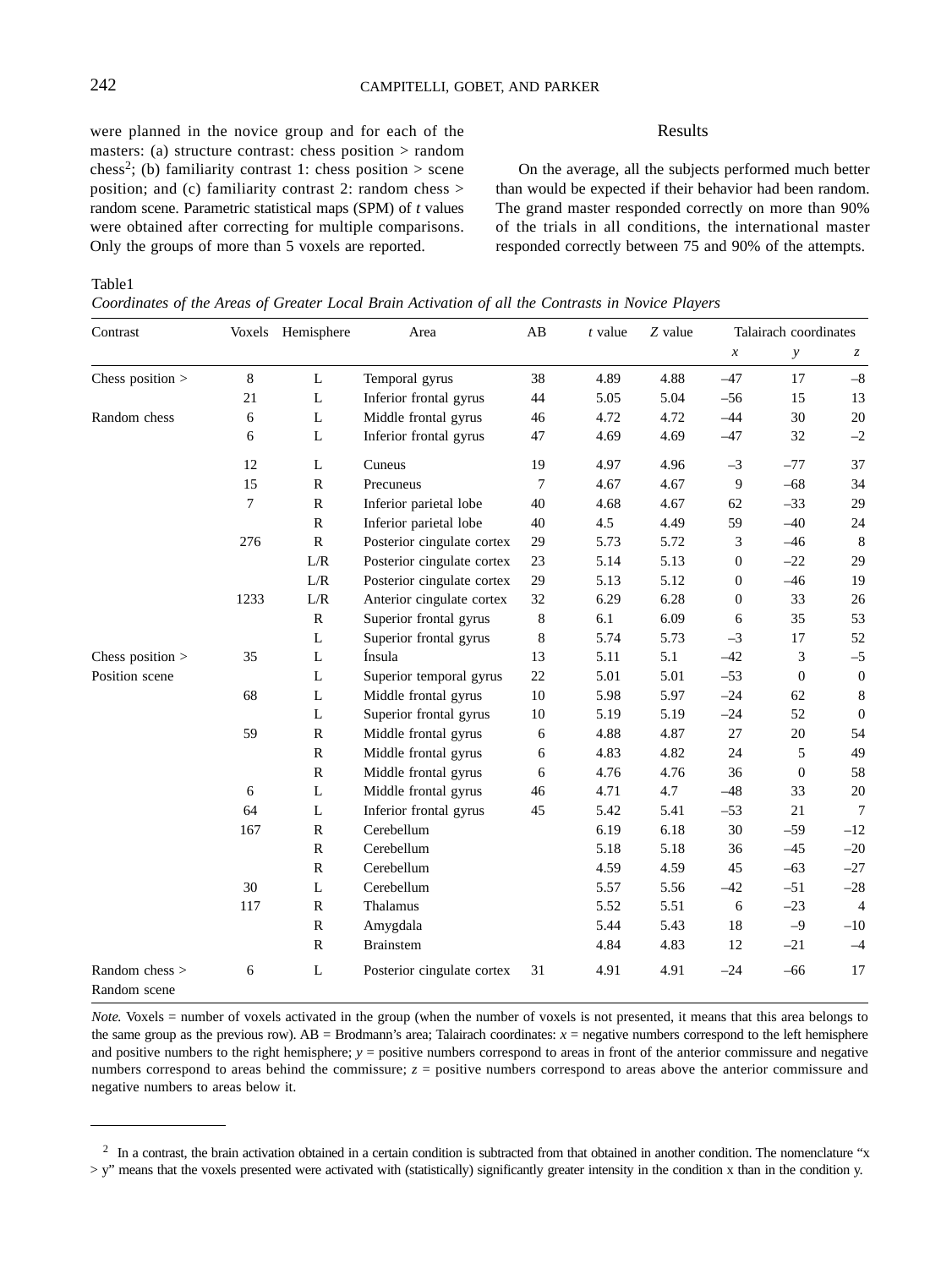were planned in the novice group and for each of the masters: (a) structure contrast: chess position > random chess[2]; (b) familiarity contrast 1: chess position > scene position; and (c) familiarity contrast 2: random chess > random scene. Parametric statistical maps (SPM) of *t* values were obtained after correcting for multiple comparisons. Only the groups of more than 5 voxels are reported.

## Results

On the average, all the subjects performed much better than would be expected if their behavior had been random. The grand master responded correctly on more than 90% of the trials in all conditions, the international master responded correctly between 75 and 90% of the attempts.

Table1

*Coordinates of the Areas of Greater Local Brain Activation of all the Contrasts in Novice Players*

| Contrast | Voxels | Hemisphere | Area | AB | *t* value | *Z* value | Talairach coordinates | | |
|---|---|---|---|---|---|---|---|---|---|
| | | | | | | | *x* | *y* | *z* |
| Chess position > | 8 | L | Temporal gyrus | 38 | 4.89 | 4.88 | –47 | 17 | –8 |
| | 21 | L | Inferior frontal gyrus | 44 | 5.05 | 5.04 | –56 | 15 | 13 |
| Random chess | 6 | L | Middle frontal gyrus | 46 | 4.72 | 4.72 | –44 | 30 | 20 |
| | 6 | L | Inferior frontal gyrus | 47 | 4.69 | 4.69 | –47 | 32 | –2 |
| | 12 | L | Cuneus | 19 | 4.97 | 4.96 | –3 | –77 | 37 |
| | 15 | R | Precuneus | 7 | 4.67 | 4.67 | 9 | –68 | 34 |
| | 7 | R | Inferior parietal lobe | 40 | 4.68 | 4.67 | 62 | –33 | 29 |
| | | R | Inferior parietal lobe | 40 | 4.5 | 4.49 | 59 | –40 | 24 |
| | 276 | R | Posterior cingulate cortex | 29 | 5.73 | 5.72 | 3 | –46 | 8 |
| | | L/R | Posterior cingulate cortex | 23 | 5.14 | 5.13 | 0 | –22 | 29 |
| | | L/R | Posterior cingulate cortex | 29 | 5.13 | 5.12 | 0 | –46 | 19 |
| | 1233 | L/R | Anterior cingulate cortex | 32 | 6.29 | 6.28 | 0 | 33 | 26 |
| | | R | Superior frontal gyrus | 8 | 6.1 | 6.09 | 6 | 35 | 53 |
| | | L | Superior frontal gyrus | 8 | 5.74 | 5.73 | –3 | 17 | 52 |
| Chess position > | 35 | L | Ínsula | 13 | 5.11 | 5.1 | –42 | 3 | –5 |
| Position scene | | L | Superior temporal gyrus | 22 | 5.01 | 5.01 | –53 | 0 | 0 |
| | 68 | L | Middle frontal gyrus | 10 | 5.98 | 5.97 | –24 | 62 | 8 |
| | | L | Superior frontal gyrus | 10 | 5.19 | 5.19 | –24 | 52 | 0 |
| | 59 | R | Middle frontal gyrus | 6 | 4.88 | 4.87 | 27 | 20 | 54 |
| | | R | Middle frontal gyrus | 6 | 4.83 | 4.82 | 24 | 5 | 49 |
| | | R | Middle frontal gyrus | 6 | 4.76 | 4.76 | 36 | 0 | 58 |
| | 6 | L | Middle frontal gyrus | 46 | 4.71 | 4.7 | –48 | 33 | 20 |
| | 64 | L | Inferior frontal gyrus | 45 | 5.42 | 5.41 | –53 | 21 | 7 |
| | 167 | R | Cerebellum | | 6.19 | 6.18 | 30 | –59 | –12 |
| | | R | Cerebellum | | 5.18 | 5.18 | 36 | –45 | –20 |
| | | R | Cerebellum | | 4.59 | 4.59 | 45 | –63 | –27 |
| | 30 | L | Cerebellum | | 5.57 | 5.56 | –42 | –51 | –28 |
| | 117 | R | Thalamus | | 5.52 | 5.51 | 6 | –23 | 4 |
| | | R | Amygdala | | 5.44 | 5.43 | 18 | –9 | –10 |
| | | R | Brainstem | | 4.84 | 4.83 | 12 | –21 | –4 |
| Random chess > Random scene | 6 | L | Posterior cingulate cortex | 31 | 4.91 | 4.91 | –24 | –66 | 17 |

*Note.* Voxels = number of voxels activated in the group (when the number of voxels is not presented, it means that this area belongs to the same group as the previous row). AB = Brodmann's area; Talairach coordinates: *x* = negative numbers correspond to the left hemisphere and positive numbers to the right hemisphere; *y* = positive numbers correspond to areas in front of the anterior commissure and negative numbers correspond to areas behind the commissure; *z* = positive numbers correspond to areas above the anterior commissure and negative numbers to areas below it.

[2] In a contrast, the brain activation obtained in a certain condition is subtracted from that obtained in another condition. The nomenclature "x > y" means that the voxels presented were activated with (statistically) significantly greater intensity in the condition x than in the condition y.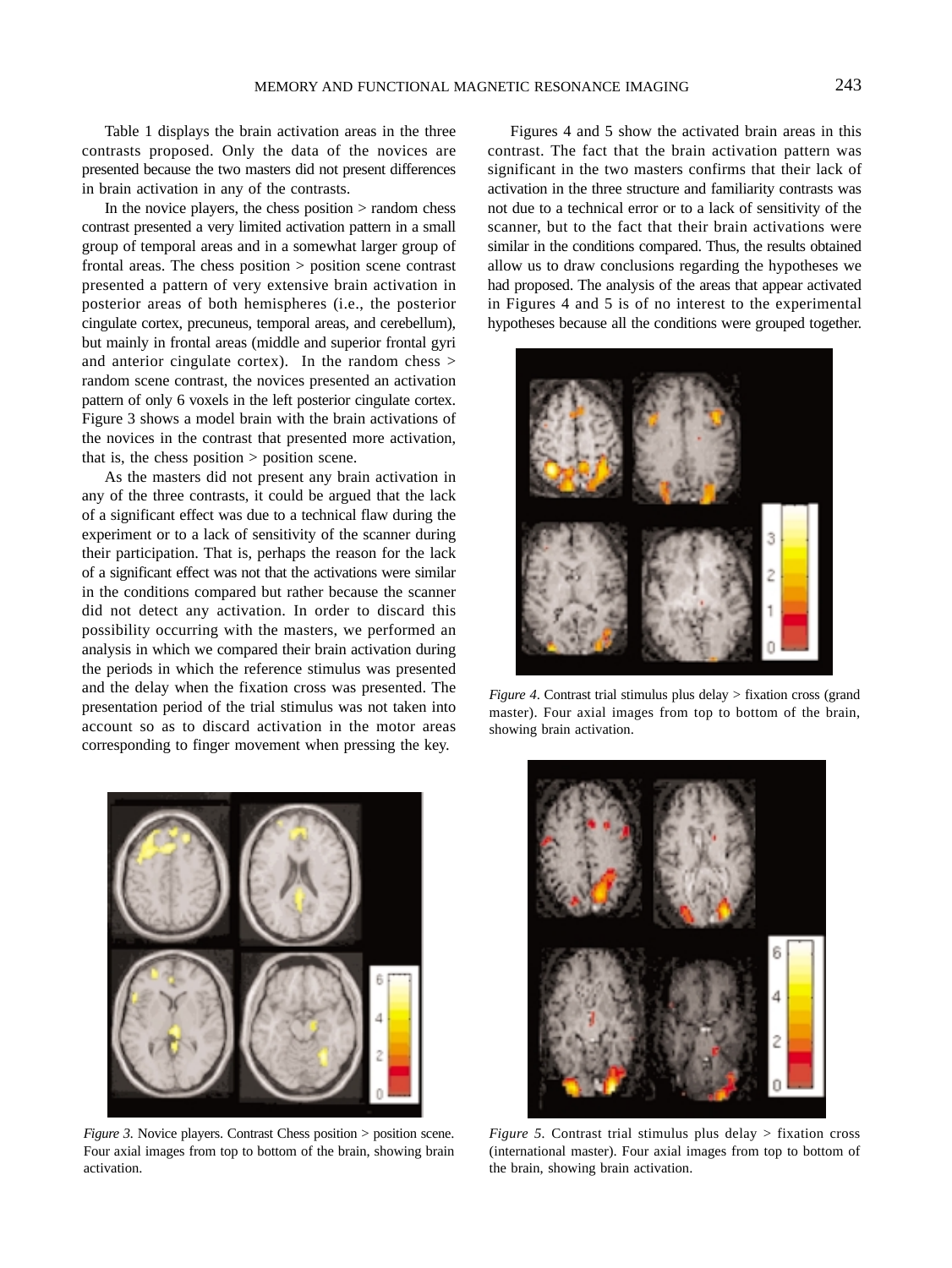Table 1 displays the brain activation areas in the three contrasts proposed. Only the data of the novices are presented because the two masters did not present differences in brain activation in any of the contrasts.

In the novice players, the chess position > random chess contrast presented a very limited activation pattern in a small group of temporal areas and in a somewhat larger group of frontal areas. The chess position > position scene contrast presented a pattern of very extensive brain activation in posterior areas of both hemispheres (i.e., the posterior cingulate cortex, precuneus, temporal areas, and cerebellum), but mainly in frontal areas (middle and superior frontal gyri and anterior cingulate cortex). In the random chess > random scene contrast, the novices presented an activation pattern of only 6 voxels in the left posterior cingulate cortex. Figure 3 shows a model brain with the brain activations of the novices in the contrast that presented more activation, that is, the chess position > position scene.

As the masters did not present any brain activation in any of the three contrasts, it could be argued that the lack of a significant effect was due to a technical flaw during the experiment or to a lack of sensitivity of the scanner during their participation. That is, perhaps the reason for the lack of a significant effect was not that the activations were similar in the conditions compared but rather because the scanner did not detect any activation. In order to discard this possibility occurring with the masters, we performed an analysis in which we compared their brain activation during the periods in which the reference stimulus was presented and the delay when the fixation cross was presented. The presentation period of the trial stimulus was not taken into account so as to discard activation in the motor areas corresponding to finger movement when pressing the key.

*Figure 3.* Novice players. Contrast Chess position > position scene. Four axial images from top to bottom of the brain, showing brain activation.

Figures 4 and 5 show the activated brain areas in this contrast. The fact that the brain activation pattern was significant in the two masters confirms that their lack of activation in the three structure and familiarity contrasts was not due to a technical error or to a lack of sensitivity of the scanner, but to the fact that their brain activations were similar in the conditions compared. Thus, the results obtained allow us to draw conclusions regarding the hypotheses we had proposed. The analysis of the areas that appear activated in Figures 4 and 5 is of no interest to the experimental hypotheses because all the conditions were grouped together.

*Figure 4.* Contrast trial stimulus plus delay > fixation cross (grand master). Four axial images from top to bottom of the brain, showing brain activation.

*Figure 5.* Contrast trial stimulus plus delay > fixation cross (international master). Four axial images from top to bottom of the brain, showing brain activation.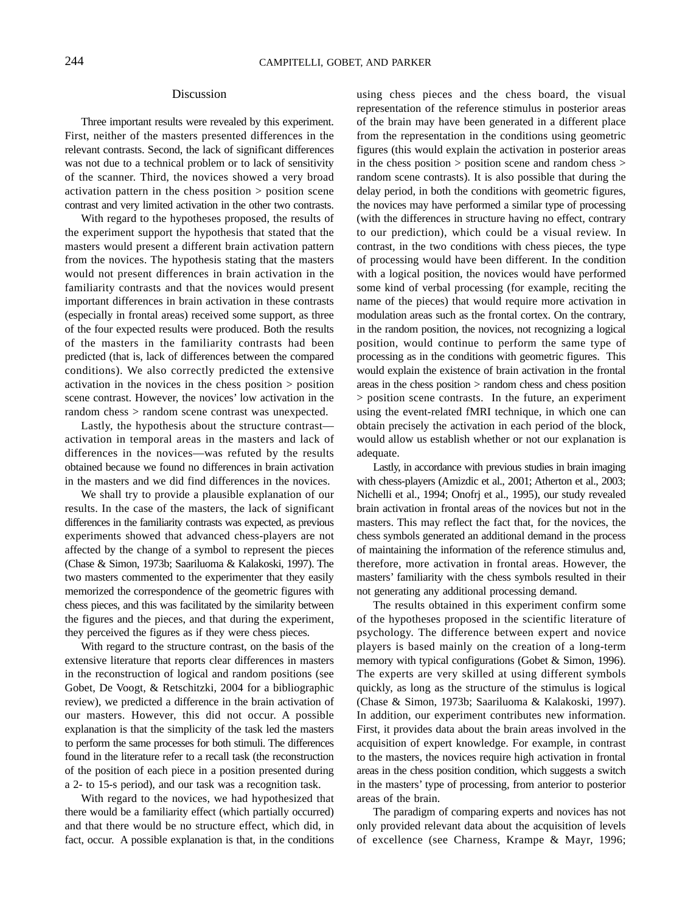## Discussion

Three important results were revealed by this experiment. First, neither of the masters presented differences in the relevant contrasts. Second, the lack of significant differences was not due to a technical problem or to lack of sensitivity of the scanner. Third, the novices showed a very broad activation pattern in the chess position > position scene contrast and very limited activation in the other two contrasts.

With regard to the hypotheses proposed, the results of the experiment support the hypothesis that stated that the masters would present a different brain activation pattern from the novices. The hypothesis stating that the masters would not present differences in brain activation in the familiarity contrasts and that the novices would present important differences in brain activation in these contrasts (especially in frontal areas) received some support, as three of the four expected results were produced. Both the results of the masters in the familiarity contrasts had been predicted (that is, lack of differences between the compared conditions). We also correctly predicted the extensive activation in the novices in the chess position > position scene contrast. However, the novices' low activation in the random chess > random scene contrast was unexpected.

Lastly, the hypothesis about the structure contrast—activation in temporal areas in the masters and lack of differences in the novices—was refuted by the results obtained because we found no differences in brain activation in the masters and we did find differences in the novices.

We shall try to provide a plausible explanation of our results. In the case of the masters, the lack of significant differences in the familiarity contrasts was expected, as previous experiments showed that advanced chess-players are not affected by the change of a symbol to represent the pieces (Chase & Simon, 1973b; Saariluoma & Kalakoski, 1997). The two masters commented to the experimenter that they easily memorized the correspondence of the geometric figures with chess pieces, and this was facilitated by the similarity between the figures and the pieces, and that during the experiment, they perceived the figures as if they were chess pieces.

With regard to the structure contrast, on the basis of the extensive literature that reports clear differences in masters in the reconstruction of logical and random positions (see Gobet, De Voogt, & Retschitzki, 2004 for a bibliographic review), we predicted a difference in the brain activation of our masters. However, this did not occur. A possible explanation is that the simplicity of the task led the masters to perform the same processes for both stimuli. The differences found in the literature refer to a recall task (the reconstruction of the position of each piece in a position presented during a 2- to 15-s period), and our task was a recognition task.

With regard to the novices, we had hypothesized that there would be a familiarity effect (which partially occurred) and that there would be no structure effect, which did, in fact, occur. A possible explanation is that, in the conditions using chess pieces and the chess board, the visual representation of the reference stimulus in posterior areas of the brain may have been generated in a different place from the representation in the conditions using geometric figures (this would explain the activation in posterior areas in the chess position > position scene and random chess > random scene contrasts). It is also possible that during the delay period, in both the conditions with geometric figures, the novices may have performed a similar type of processing (with the differences in structure having no effect, contrary to our prediction), which could be a visual review. In contrast, in the two conditions with chess pieces, the type of processing would have been different. In the condition with a logical position, the novices would have performed some kind of verbal processing (for example, reciting the name of the pieces) that would require more activation in modulation areas such as the frontal cortex. On the contrary, in the random position, the novices, not recognizing a logical position, would continue to perform the same type of processing as in the conditions with geometric figures. This would explain the existence of brain activation in the frontal areas in the chess position > random chess and chess position > position scene contrasts. In the future, an experiment using the event-related fMRI technique, in which one can obtain precisely the activation in each period of the block, would allow us establish whether or not our explanation is adequate.

Lastly, in accordance with previous studies in brain imaging with chess-players (Amizdic et al., 2001; Atherton et al., 2003; Nichelli et al., 1994; Onofrj et al., 1995), our study revealed brain activation in frontal areas of the novices but not in the masters. This may reflect the fact that, for the novices, the chess symbols generated an additional demand in the process of maintaining the information of the reference stimulus and, therefore, more activation in frontal areas. However, the masters' familiarity with the chess symbols resulted in their not generating any additional processing demand.

The results obtained in this experiment confirm some of the hypotheses proposed in the scientific literature of psychology. The difference between expert and novice players is based mainly on the creation of a long-term memory with typical configurations (Gobet & Simon, 1996). The experts are very skilled at using different symbols quickly, as long as the structure of the stimulus is logical (Chase & Simon, 1973b; Saariluoma & Kalakoski, 1997). In addition, our experiment contributes new information. First, it provides data about the brain areas involved in the acquisition of expert knowledge. For example, in contrast to the masters, the novices require high activation in frontal areas in the chess position condition, which suggests a switch in the masters' type of processing, from anterior to posterior areas of the brain.

The paradigm of comparing experts and novices has not only provided relevant data about the acquisition of levels of excellence (see Charness, Krampe & Mayr, 1996;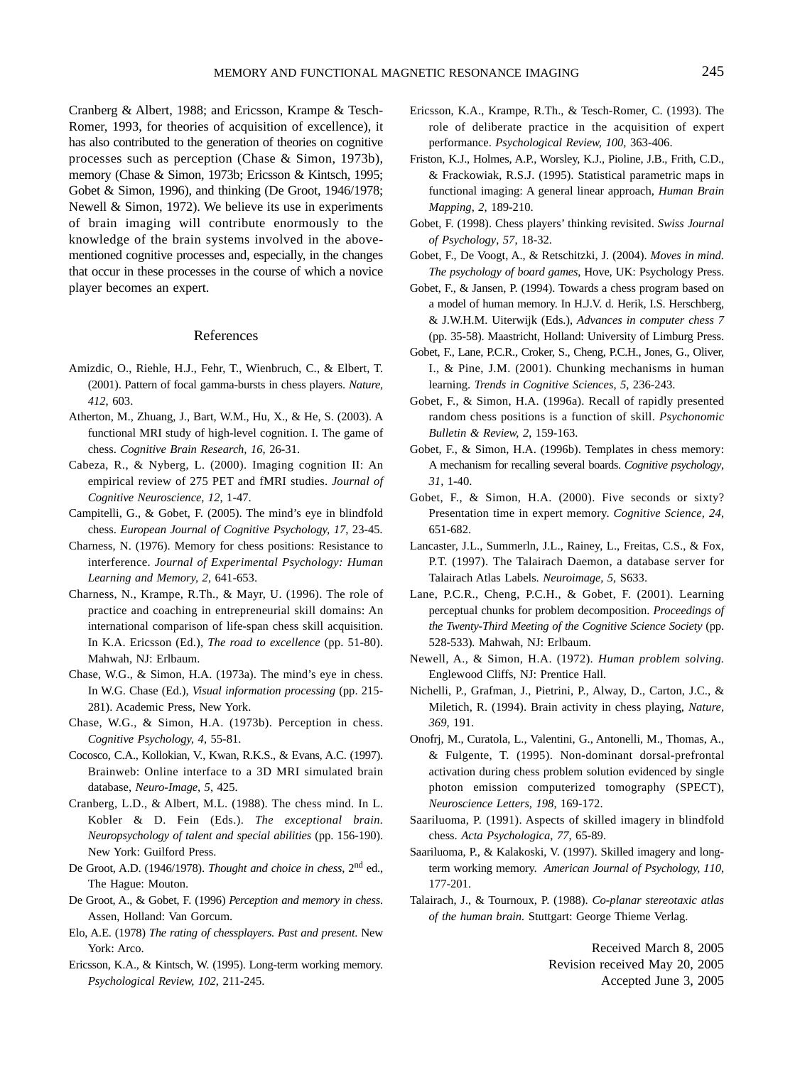Cranberg & Albert, 1988; and Ericsson, Krampe & Tesch-Romer, 1993, for theories of acquisition of excellence), it has also contributed to the generation of theories on cognitive processes such as perception (Chase & Simon, 1973b), memory (Chase & Simon, 1973b; Ericsson & Kintsch, 1995; Gobet & Simon, 1996), and thinking (De Groot, 1946/1978; Newell & Simon, 1972). We believe its use in experiments of brain imaging will contribute enormously to the knowledge of the brain systems involved in the above-mentioned cognitive processes and, especially, in the changes that occur in these processes in the course of which a novice player becomes an expert.

## References

Amizdic, O., Riehle, H.J., Fehr, T., Wienbruch, C., & Elbert, T. (2001). Pattern of focal gamma-bursts in chess players. *Nature, 412,* 603.

Atherton, M., Zhuang, J., Bart, W.M., Hu, X., & He, S. (2003). A functional MRI study of high-level cognition. I. The game of chess. *Cognitive Brain Research, 16,* 26-31.

Cabeza, R., & Nyberg, L. (2000). Imaging cognition II: An empirical review of 275 PET and fMRI studies. *Journal of Cognitive Neuroscience, 12,* 1-47.

Campitelli, G., & Gobet, F. (2005). The mind's eye in blindfold chess. *European Journal of Cognitive Psychology, 17,* 23-45.

Charness, N. (1976). Memory for chess positions: Resistance to interference. *Journal of Experimental Psychology: Human Learning and Memory, 2,* 641-653.

Charness, N., Krampe, R.Th., & Mayr, U. (1996). The role of practice and coaching in entrepreneurial skill domains: An international comparison of life-span chess skill acquisition. In K.A. Ericsson (Ed.), *The road to excellence* (pp. 51-80). Mahwah, NJ: Erlbaum.

Chase, W.G., & Simon, H.A. (1973a). The mind's eye in chess. In W.G. Chase (Ed.), *Visual information processing* (pp. 215-281). Academic Press, New York.

Chase, W.G., & Simon, H.A. (1973b). Perception in chess. *Cognitive Psychology, 4,* 55-81.

Cocosco, C.A., Kollokian, V., Kwan, R.K.S., & Evans, A.C. (1997). Brainweb: Online interface to a 3D MRI simulated brain database, *Neuro-Image, 5,* 425.

Cranberg, L.D., & Albert, M.L. (1988). The chess mind. In L. Kobler & D. Fein (Eds.). *The exceptional brain. Neuropsychology of talent and special abilities* (pp. 156-190). New York: Guilford Press.

De Groot, A.D. (1946/1978). *Thought and choice in chess*, 2nd ed., The Hague: Mouton.

De Groot, A., & Gobet, F. (1996) *Perception and memory in chess.* Assen, Holland: Van Gorcum.

Elo, A.E. (1978) *The rating of chessplayers. Past and present.* New York: Arco.

Ericsson, K.A., & Kintsch, W. (1995). Long-term working memory. *Psychological Review, 102,* 211-245.

Ericsson, K.A., Krampe, R.Th., & Tesch-Romer, C. (1993). The role of deliberate practice in the acquisition of expert performance. *Psychological Review, 100,* 363-406.

Friston, K.J., Holmes, A.P., Worsley, K.J., Pioline, J.B., Frith, C.D., & Frackowiak, R.S.J. (1995). Statistical parametric maps in functional imaging: A general linear approach, *Human Brain Mapping, 2,* 189-210.

Gobet, F. (1998). Chess players' thinking revisited. *Swiss Journal of Psychology, 57,* 18-32.

Gobet, F., De Voogt, A., & Retschitzki, J. (2004). *Moves in mind. The psychology of board games*, Hove, UK: Psychology Press.

Gobet, F., & Jansen, P. (1994). Towards a chess program based on a model of human memory. In H.J.V. d. Herik, I.S. Herschberg, & J.W.H.M. Uiterwijk (Eds.), *Advances in computer chess 7* (pp. 35-58). Maastricht, Holland: University of Limburg Press.

Gobet, F., Lane, P.C.R., Croker, S., Cheng, P.C.H., Jones, G., Oliver, I., & Pine, J.M. (2001). Chunking mechanisms in human learning. *Trends in Cognitive Sciences, 5,* 236-243.

Gobet, F., & Simon, H.A. (1996a). Recall of rapidly presented random chess positions is a function of skill. *Psychonomic Bulletin & Review, 2,* 159-163.

Gobet, F., & Simon, H.A. (1996b). Templates in chess memory: A mechanism for recalling several boards. *Cognitive psychology, 31,* 1-40.

Gobet, F., & Simon, H.A. (2000). Five seconds or sixty? Presentation time in expert memory. *Cognitive Science, 24,* 651-682.

Lancaster, J.L., Summerln, J.L., Rainey, L., Freitas, C.S., & Fox, P.T. (1997). The Talairach Daemon, a database server for Talairach Atlas Labels. *Neuroimage, 5,* S633.

Lane, P.C.R., Cheng, P.C.H., & Gobet, F. (2001). Learning perceptual chunks for problem decomposition. *Proceedings of the Twenty-Third Meeting of the Cognitive Science Society* (pp. 528-533). Mahwah, NJ: Erlbaum.

Newell, A., & Simon, H.A. (1972). *Human problem solving.* Englewood Cliffs, NJ: Prentice Hall.

Nichelli, P., Grafman, J., Pietrini, P., Alway, D., Carton, J.C., & Miletich, R. (1994). Brain activity in chess playing, *Nature, 369,* 191.

Onofrj, M., Curatola, L., Valentini, G., Antonelli, M., Thomas, A., & Fulgente, T. (1995). Non-dominant dorsal-prefrontal activation during chess problem solution evidenced by single photon emission computerized tomography (SPECT), *Neuroscience Letters, 198,* 169-172.

Saariluoma, P. (1991). Aspects of skilled imagery in blindfold chess. *Acta Psychologica, 77,* 65-89.

Saariluoma, P., & Kalakoski, V. (1997). Skilled imagery and long-term working memory. *American Journal of Psychology, 110,* 177-201.

Talairach, J., & Tournoux, P. (1988). *Co-planar stereotaxic atlas of the human brain.* Stuttgart: George Thieme Verlag.

Received March 8, 2005
Revision received May 20, 2005
Accepted June 3, 2005